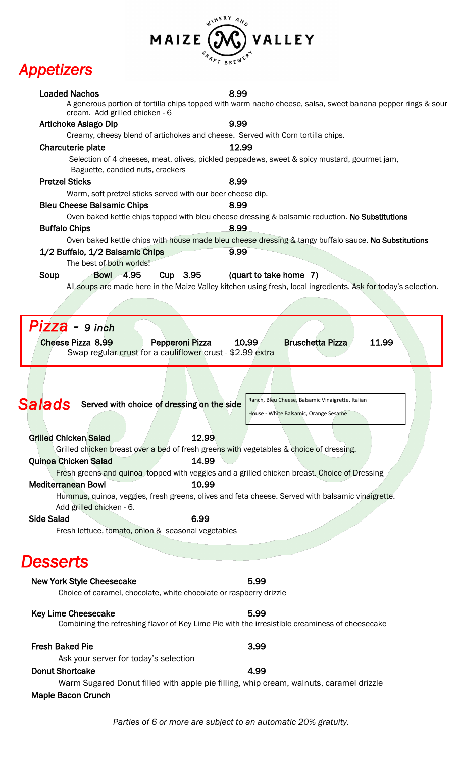MAIZE VALLEY WINERY AND CRAFT BREWERY

# Appetizers

**Loaded Nachos** 8.99
A generous portion of tortilla chips topped with warm nacho cheese, salsa, sweet banana pepper rings & sour cream. Add grilled chicken - 6

**Artichoke Asiago Dip** 9.99
Creamy, cheesy blend of artichokes and cheese. Served with Corn tortilla chips.

**Charcuterie plate** 12.99
Selection of 4 cheeses, meat, olives, pickled peppadews, sweet & spicy mustard, gourmet jam, Baguette, candied nuts, crackers

**Pretzel Sticks** 8.99
Warm, soft pretzel sticks served with our beer cheese dip.

**Bleu Cheese Balsamic Chips** 8.99
Oven baked kettle chips topped with bleu cheese dressing & balsamic reduction. **No Substitutions**

**Buffalo Chips** 8.99
Oven baked kettle chips with house made bleu cheese dressing & tangy buffalo sauce. **No Substitutions**

**1/2 Buffalo, 1/2 Balsamic Chips** 9.99
The best of both worlds!

**Soup** Bowl 4.95 Cup 3.95 (quart to take home 7)
All soups are made here in the Maize Valley kitchen using fresh, local ingredients. Ask for today's selection.

# Pizza - *9 inch*

**Cheese Pizza** 8.99 **Pepperoni Pizza** 10.99 **Bruschetta Pizza** 11.99
Swap regular crust for a cauliflower crust - $2.99 extra

# Salads

**Served with choice of dressing on the side**

Ranch, Bleu Cheese, Balsamic Vinaigrette, Italian
House - White Balsamic, Orange Sesame

**Grilled Chicken Salad** 12.99
Grilled chicken breast over a bed of fresh greens with vegetables & choice of dressing.

**Quinoa Chicken Salad** 14.99
Fresh greens and quinoa topped with veggies and a grilled chicken breast. Choice of Dressing

**Mediterranean Bowl** 10.99
Hummus, quinoa, veggies, fresh greens, olives and feta cheese. Served with balsamic vinaigrette. Add grilled chicken - 6.

**Side Salad** 6.99
Fresh lettuce, tomato, onion & seasonal vegetables

# Desserts

**New York Style Cheesecake** 5.99
Choice of caramel, chocolate, white chocolate or raspberry drizzle

**Key Lime Cheesecake** 5.99
Combining the refreshing flavor of Key Lime Pie with the irresistible creaminess of cheesecake

**Fresh Baked Pie** 3.99
Ask your server for today's selection

**Donut Shortcake** 4.99
Warm Sugared Donut filled with apple pie filling, whip cream, walnuts, caramel drizzle

**Maple Bacon Crunch**

*Parties of 6 or more are subject to an automatic 20% gratuity.*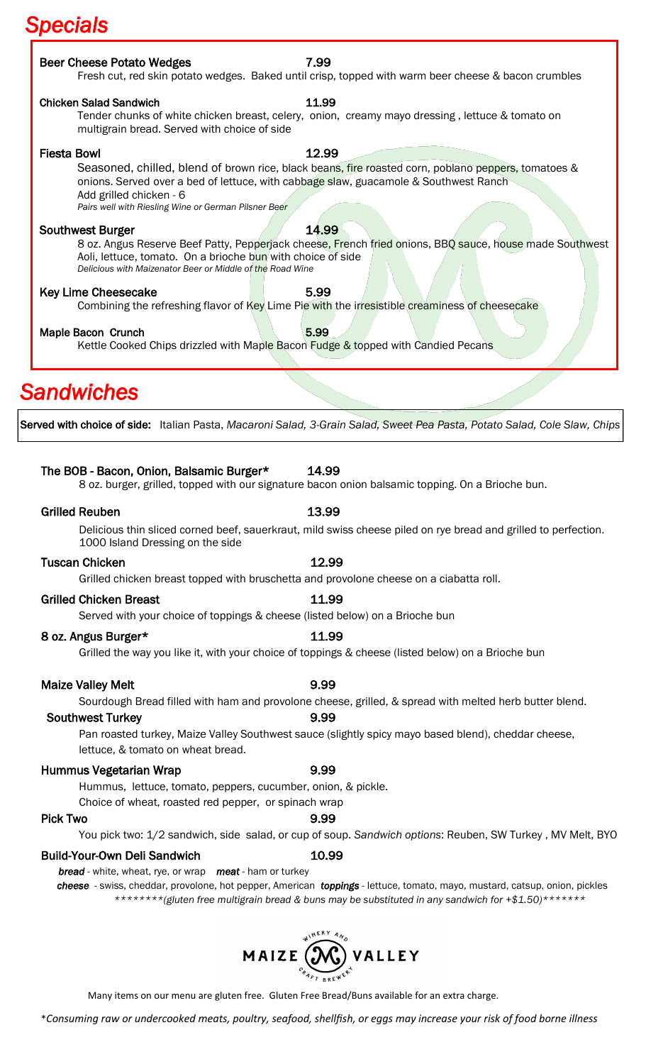# *Specials*

**Beer Cheese Potato Wedges** 7.99

Fresh cut, red skin potato wedges. Baked until crisp, topped with warm beer cheese & bacon crumbles

**Chicken Salad Sandwich** 11.99

Tender chunks of white chicken breast, celery, onion, creamy mayo dressing , lettuce & tomato on multigrain bread. Served with choice of side

**Fiesta Bowl** 12.99

Seasoned, chilled, blend of brown rice, black beans, fire roasted corn, poblano peppers, tomatoes & onions. Served over a bed of lettuce, with cabbage slaw, guacamole & Southwest Ranch
Add grilled chicken - 6
*Pairs well with Riesling Wine or German Pilsner Beer*

**Southwest Burger** 14.99

8 oz. Angus Reserve Beef Patty, Pepperjack cheese, French fried onions, BBQ sauce, house made Southwest Aoli, lettuce, tomato. On a brioche bun with choice of side
*Delicious with Maizenator Beer or Middle of the Road Wine*

**Key Lime Cheesecake** 5.99

Combining the refreshing flavor of Key Lime Pie with the irresistible creaminess of cheesecake

**Maple Bacon Crunch** 5.99

Kettle Cooked Chips drizzled with Maple Bacon Fudge & topped with Candied Pecans

# *Sandwiches*

**Served with choice of side:** Italian Pasta, *Macaroni Salad, 3-Grain Salad, Sweet Pea Pasta, Potato Salad, Cole Slaw, Chips*

**The BOB - Bacon, Onion, Balsamic Burger*** 14.99

8 oz. burger, grilled, topped with our signature bacon onion balsamic topping. On a Brioche bun.

**Grilled Reuben** 13.99

Delicious thin sliced corned beef, sauerkraut, mild swiss cheese piled on rye bread and grilled to perfection. 1000 Island Dressing on the side

**Tuscan Chicken** 12.99

Grilled chicken breast topped with bruschetta and provolone cheese on a ciabatta roll.

**Grilled Chicken Breast** 11.99

Served with your choice of toppings & cheese (listed below) on a Brioche bun

**8 oz. Angus Burger*** 11.99

Grilled the way you like it, with your choice of toppings & cheese (listed below) on a Brioche bun

**Maize Valley Melt** 9.99

Sourdough Bread filled with ham and provolone cheese, grilled, & spread with melted herb butter blend.

**Southwest Turkey** 9.99

Pan roasted turkey, Maize Valley Southwest sauce (slightly spicy mayo based blend), cheddar cheese, lettuce, & tomato on wheat bread.

**Hummus Vegetarian Wrap** 9.99

Hummus, lettuce, tomato, peppers, cucumber, onion, & pickle.
Choice of wheat, roasted red pepper, or spinach wrap

**Pick Two** 9.99

You pick two: 1/2 sandwich, side salad, or cup of soup. *Sandwich options*: Reuben, SW Turkey , MV Melt, BYO

**Build-Your-Own Deli Sandwich** 10.99

***bread*** - white, wheat, rye, or wrap ***meat*** - ham or turkey
***cheese*** - swiss, cheddar, provolone, hot pepper, American ***toppings*** - lettuce, tomato, mayo, mustard, catsup, onion, pickles
*********(gluten free multigrain bread & buns may be substituted in any sandwich for +$1.50)*********

MAIZE VALLEY — WINERY AND CRAFT BREWERY

Many items on our menu are gluten free. Gluten Free Bread/Buns available for an extra charge.

**Consuming raw or undercooked meats, poultry, seafood, shellfish, or eggs may increase your risk of food borne illness*